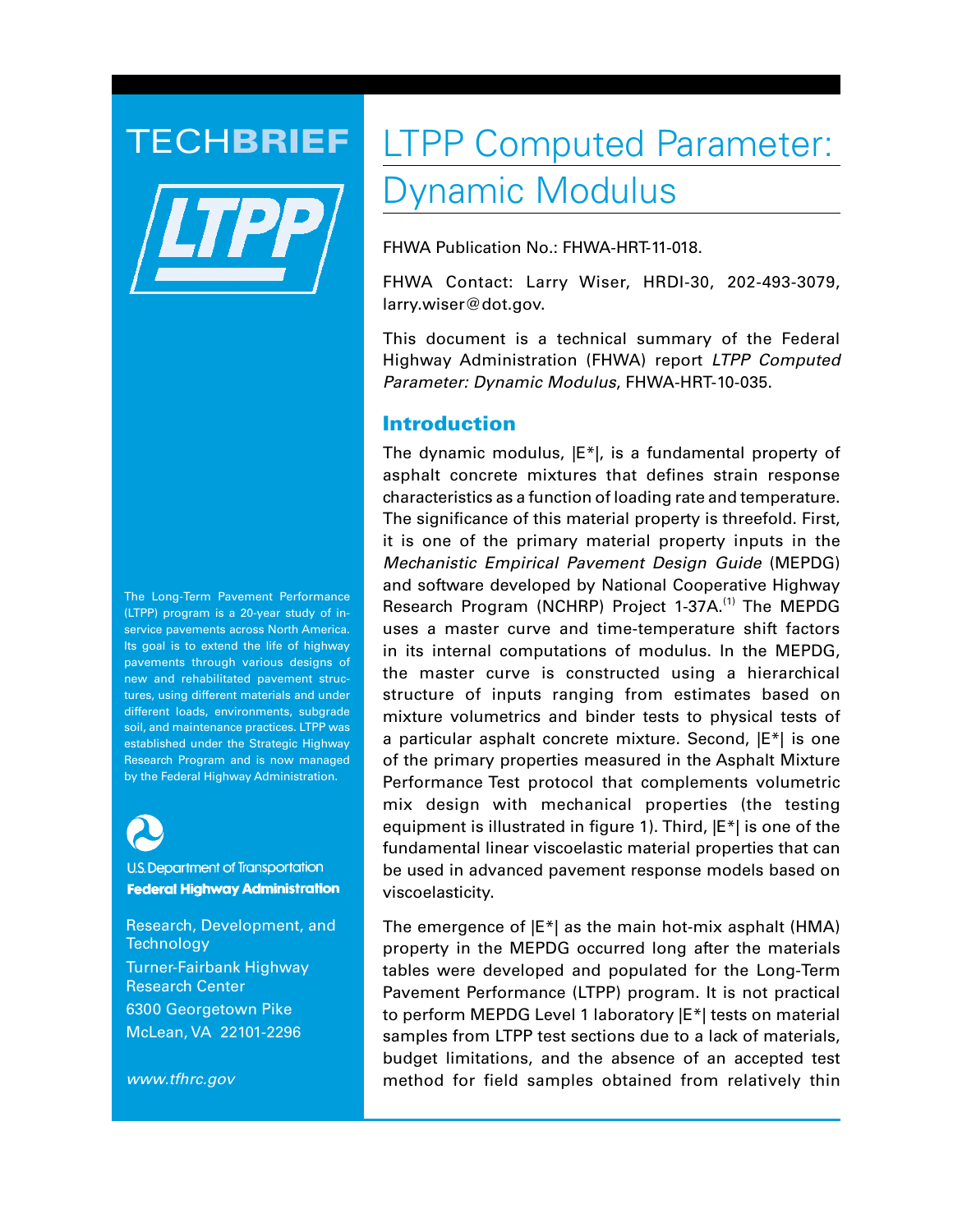TECHBRIEF

# LTPP Computed Parameter: Dynamic Modulus

FHWA Publication No.: FHWA-HRT-11-018.

FHWA Contact: Larry Wiser, HRDI-30, 202-493-3079, larry.wiser@dot.gov.

This document is a technical summary of the Federal Highway Administration (FHWA) report *LTPP Computed Parameter: Dynamic Modulus*, FHWA-HRT-10-035.

The Long-Term Pavement Performance (LTPP) program is a 20-year study of in-service pavements across North America. Its goal is to extend the life of highway pavements through various designs of new and rehabilitated pavement structures, using different materials and under different loads, environments, subgrade soil, and maintenance practices. LTPP was established under the Strategic Highway Research Program and is now managed by the Federal Highway Administration.

U.S. Department of Transportation
**Federal Highway Administration**

Research, Development, and Technology
Turner-Fairbank Highway Research Center
6300 Georgetown Pike
McLean, VA 22101-2296

*www.tfhrc.gov*

## Introduction

The dynamic modulus, |E*|, is a fundamental property of asphalt concrete mixtures that defines strain response characteristics as a function of loading rate and temperature. The significance of this material property is threefold. First, it is one of the primary material property inputs in the *Mechanistic Empirical Pavement Design Guide* (MEPDG) and software developed by National Cooperative Highway Research Program (NCHRP) Project 1-37A.[1] The MEPDG uses a master curve and time-temperature shift factors in its internal computations of modulus. In the MEPDG, the master curve is constructed using a hierarchical structure of inputs ranging from estimates based on mixture volumetrics and binder tests to physical tests of a particular asphalt concrete mixture. Second, |E*| is one of the primary properties measured in the Asphalt Mixture Performance Test protocol that complements volumetric mix design with mechanical properties (the testing equipment is illustrated in figure 1). Third, |E*| is one of the fundamental linear viscoelastic material properties that can be used in advanced pavement response models based on viscoelasticity.

The emergence of |E*| as the main hot-mix asphalt (HMA) property in the MEPDG occurred long after the materials tables were developed and populated for the Long-Term Pavement Performance (LTPP) program. It is not practical to perform MEPDG Level 1 laboratory |E*| tests on material samples from LTPP test sections due to a lack of materials, budget limitations, and the absence of an accepted test method for field samples obtained from relatively thin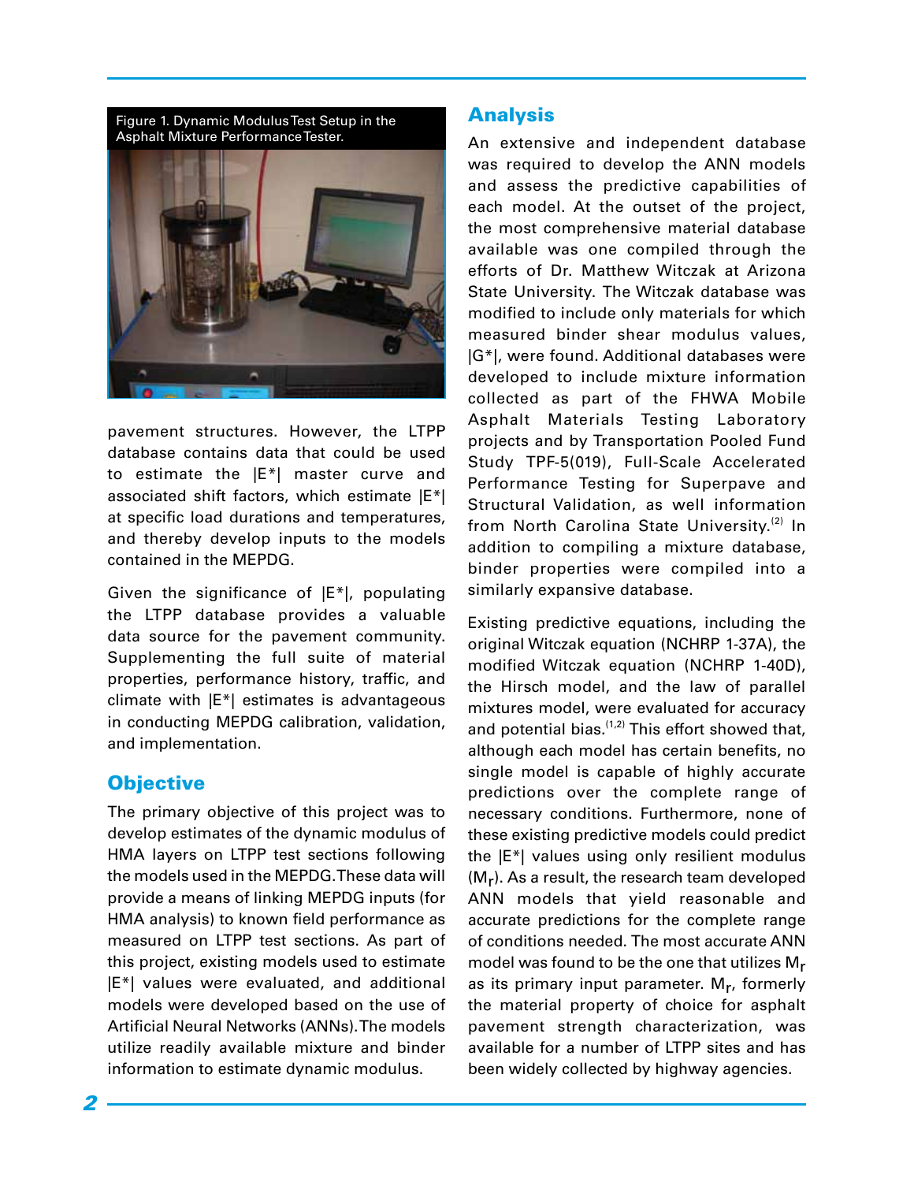Figure 1. Dynamic Modulus Test Setup in the Asphalt Mixture Performance Tester.

pavement structures. However, the LTPP database contains data that could be used to estimate the |E*| master curve and associated shift factors, which estimate |E*| at specific load durations and temperatures, and thereby develop inputs to the models contained in the MEPDG.

Given the significance of |E*|, populating the LTPP database provides a valuable data source for the pavement community. Supplementing the full suite of material properties, performance history, traffic, and climate with |E*| estimates is advantageous in conducting MEPDG calibration, validation, and implementation.

## Objective

The primary objective of this project was to develop estimates of the dynamic modulus of HMA layers on LTPP test sections following the models used in the MEPDG. These data will provide a means of linking MEPDG inputs (for HMA analysis) to known field performance as measured on LTPP test sections. As part of this project, existing models used to estimate |E*| values were evaluated, and additional models were developed based on the use of Artificial Neural Networks (ANNs). The models utilize readily available mixture and binder information to estimate dynamic modulus.

## Analysis

An extensive and independent database was required to develop the ANN models and assess the predictive capabilities of each model. At the outset of the project, the most comprehensive material database available was one compiled through the efforts of Dr. Matthew Witczak at Arizona State University. The Witczak database was modified to include only materials for which measured binder shear modulus values, |G*|, were found. Additional databases were developed to include mixture information collected as part of the FHWA Mobile Asphalt Materials Testing Laboratory projects and by Transportation Pooled Fund Study TPF-5(019), Full-Scale Accelerated Performance Testing for Superpave and Structural Validation, as well information from North Carolina State University.[2] In addition to compiling a mixture database, binder properties were compiled into a similarly expansive database.

Existing predictive equations, including the original Witczak equation (NCHRP 1-37A), the modified Witczak equation (NCHRP 1-40D), the Hirsch model, and the law of parallel mixtures model, were evaluated for accuracy and potential bias.[1,2] This effort showed that, although each model has certain benefits, no single model is capable of highly accurate predictions over the complete range of necessary conditions. Furthermore, none of these existing predictive models could predict the |E*| values using only resilient modulus ($M_r$). As a result, the research team developed ANN models that yield reasonable and accurate predictions for the complete range of conditions needed. The most accurate ANN model was found to be the one that utilizes $M_r$ as its primary input parameter. $M_r$, formerly the material property of choice for asphalt pavement strength characterization, was available for a number of LTPP sites and has been widely collected by highway agencies.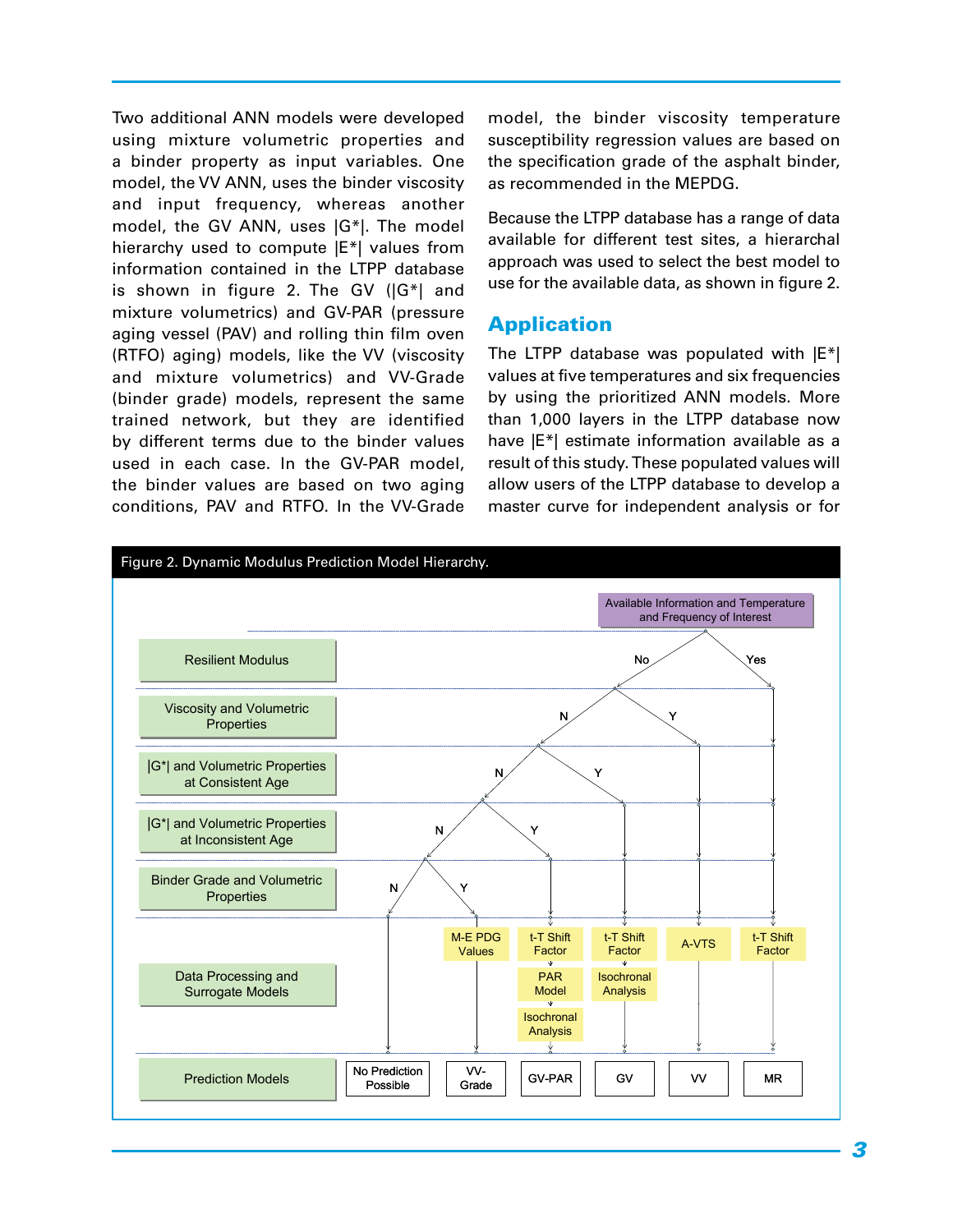Two additional ANN models were developed using mixture volumetric properties and a binder property as input variables. One model, the VV ANN, uses the binder viscosity and input frequency, whereas another model, the GV ANN, uses |G*|. The model hierarchy used to compute |E*| values from information contained in the LTPP database is shown in figure 2. The GV (|G*| and mixture volumetrics) and GV-PAR (pressure aging vessel (PAV) and rolling thin film oven (RTFO) aging) models, like the VV (viscosity and mixture volumetrics) and VV-Grade (binder grade) models, represent the same trained network, but they are identified by different terms due to the binder values used in each case. In the GV-PAR model, the binder values are based on two aging conditions, PAV and RTFO. In the VV-Grade model, the binder viscosity temperature susceptibility regression values are based on the specification grade of the asphalt binder, as recommended in the MEPDG.

Because the LTPP database has a range of data available for different test sites, a hierarchal approach was used to select the best model to use for the available data, as shown in figure 2.

## Application

The LTPP database was populated with |E*| values at five temperatures and six frequencies by using the prioritized ANN models. More than 1,000 layers in the LTPP database now have |E*| estimate information available as a result of this study. These populated values will allow users of the LTPP database to develop a master curve for independent analysis or for

Figure 2. Dynamic Modulus Prediction Model Hierarchy.

Available Information and Temperature and Frequency of Interest

| Level | Decision / Output |
| --- | --- |
| Resilient Modulus | Yes → t-T Shift Factor → MR; No → next level |
| Viscosity and Volumetric Properties | Y → A-VTS → VV; N → next level |
| \|G*\| and Volumetric Properties at Consistent Age | Y → t-T Shift Factor → Isochronal Analysis → GV; N → next level |
| \|G*\| and Volumetric Properties at Inconsistent Age | Y → t-T Shift Factor → PAR Model → Isochronal Analysis → GV-PAR; N → next level |
| Binder Grade and Volumetric Properties | Y → M-E PDG Values → VV-Grade; N → No Prediction Possible |
| Data Processing and Surrogate Models | M-E PDG Values; t-T Shift Factor, PAR Model, Isochronal Analysis; t-T Shift Factor, Isochronal Analysis; A-VTS; t-T Shift Factor |
| Prediction Models | No Prediction Possible; VV-Grade; GV-PAR; GV; VV; MR |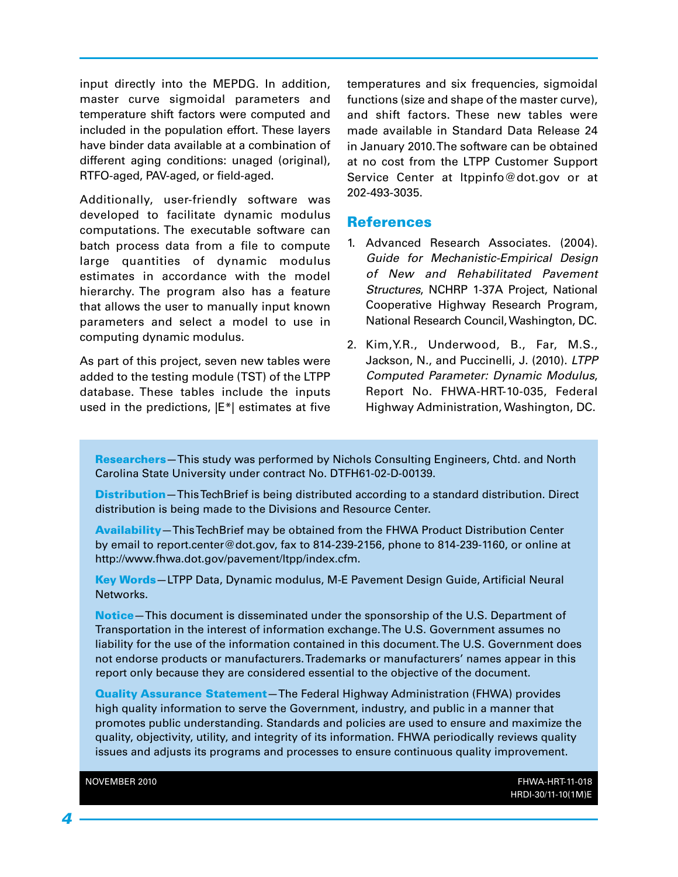input directly into the MEPDG. In addition, master curve sigmoidal parameters and temperature shift factors were computed and included in the population effort. These layers have binder data available at a combination of different aging conditions: unaged (original), RTFO-aged, PAV-aged, or field-aged.

Additionally, user-friendly software was developed to facilitate dynamic modulus computations. The executable software can batch process data from a file to compute large quantities of dynamic modulus estimates in accordance with the model hierarchy. The program also has a feature that allows the user to manually input known parameters and select a model to use in computing dynamic modulus.

As part of this project, seven new tables were added to the testing module (TST) of the LTPP database. These tables include the inputs used in the predictions, |E*| estimates at five temperatures and six frequencies, sigmoidal functions (size and shape of the master curve), and shift factors. These new tables were made available in Standard Data Release 24 in January 2010. The software can be obtained at no cost from the LTPP Customer Support Service Center at ltppinfo@dot.gov or at 202-493-3035.

## References

1. Advanced Research Associates. (2004). *Guide for Mechanistic-Empirical Design of New and Rehabilitated Pavement Structures*, NCHRP 1-37A Project, National Cooperative Highway Research Program, National Research Council, Washington, DC.
2. Kim, Y.R., Underwood, B., Far, M.S., Jackson, N., and Puccinelli, J. (2010). *LTPP Computed Parameter: Dynamic Modulus*, Report No. FHWA-HRT-10-035, Federal Highway Administration, Washington, DC.

**Researchers**—This study was performed by Nichols Consulting Engineers, Chtd. and North Carolina State University under contract No. DTFH61-02-D-00139.

**Distribution**—This TechBrief is being distributed according to a standard distribution. Direct distribution is being made to the Divisions and Resource Center.

**Availability**—This TechBrief may be obtained from the FHWA Product Distribution Center by email to report.center@dot.gov, fax to 814-239-2156, phone to 814-239-1160, or online at http://www.fhwa.dot.gov/pavement/ltpp/index.cfm.

**Key Words**—LTPP Data, Dynamic modulus, M-E Pavement Design Guide, Artificial Neural Networks.

**Notice**—This document is disseminated under the sponsorship of the U.S. Department of Transportation in the interest of information exchange. The U.S. Government assumes no liability for the use of the information contained in this document. The U.S. Government does not endorse products or manufacturers. Trademarks or manufacturers' names appear in this report only because they are considered essential to the objective of the document.

**Quality Assurance Statement**—The Federal Highway Administration (FHWA) provides high quality information to serve the Government, industry, and public in a manner that promotes public understanding. Standards and policies are used to ensure and maximize the quality, objectivity, utility, and integrity of its information. FHWA periodically reviews quality issues and adjusts its programs and processes to ensure continuous quality improvement.

NOVEMBER 2010

FHWA-HRT-11-018
HRDI-30/11-10(1M)E